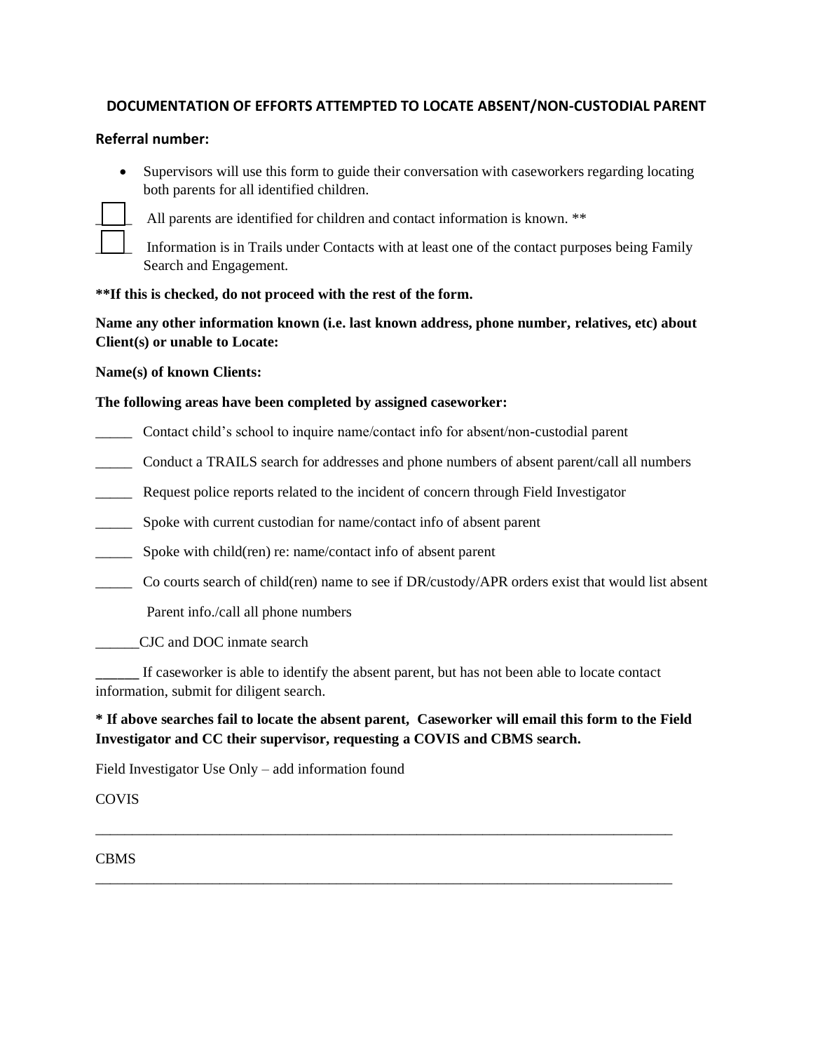## DOCUMENTATION OF EFFORTS ATTEMPTED TO LOCATE ABSENT/NON-CUSTODIAL PARENT

**Referral number:**

- Supervisors will use this form to guide their conversation with caseworkers regarding locating both parents for all identified children.

☐ All parents are identified for children and contact information is known. **

☐ Information is in Trails under Contacts with at least one of the contact purposes being Family Search and Engagement.

****If this is checked, do not proceed with the rest of the form.**

**Name any other information known (i.e. last known address, phone number, relatives, etc) about Client(s) or unable to Locate:**

**Name(s) of known Clients:**

**The following areas have been completed by assigned caseworker:**

_____ Contact child's school to inquire name/contact info for absent/non-custodial parent

_____ Conduct a TRAILS search for addresses and phone numbers of absent parent/call all numbers

_____ Request police reports related to the incident of concern through Field Investigator

_____ Spoke with current custodian for name/contact info of absent parent

_____ Spoke with child(ren) re: name/contact info of absent parent

_____ Co courts search of child(ren) name to see if DR/custody/APR orders exist that would list absent Parent info./call all phone numbers

______CJC and DOC inmate search

______ If caseworker is able to identify the absent parent, but has not been able to locate contact information, submit for diligent search.

*** If above searches fail to locate the absent parent, Caseworker will email this form to the Field Investigator and CC their supervisor, requesting a COVIS and CBMS search.**

Field Investigator Use Only – add information found

COVIS

_____________________________________________________________________________

CBMS

_____________________________________________________________________________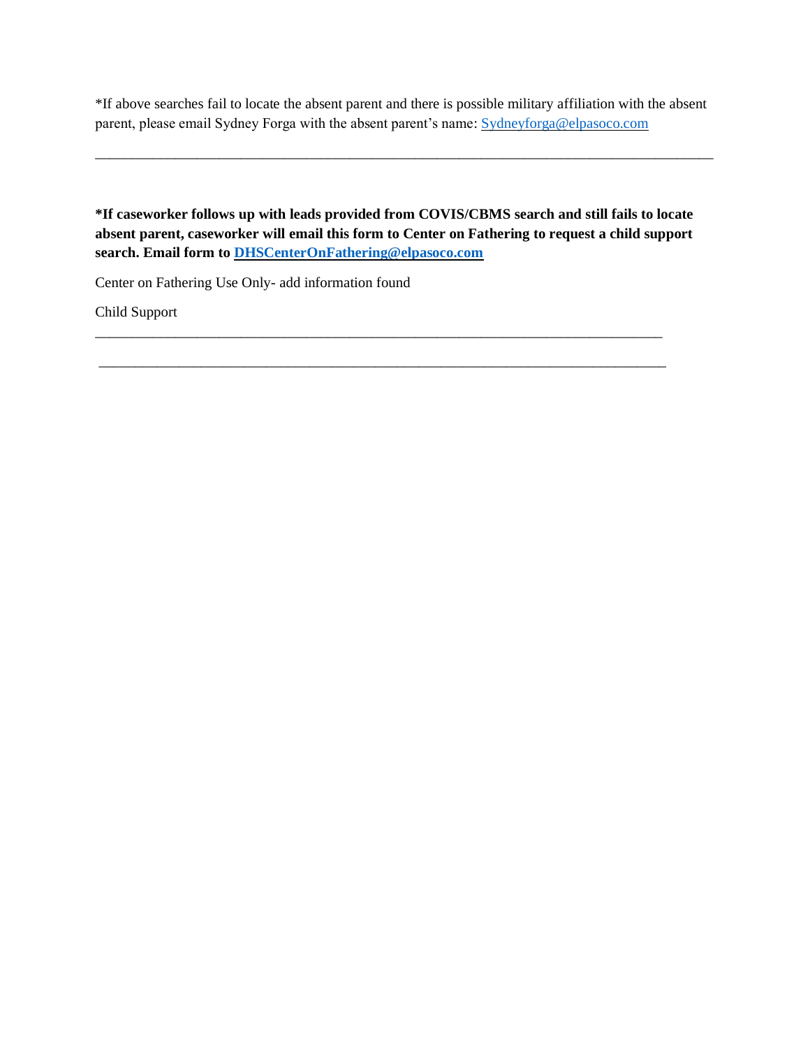*If above searches fail to locate the absent parent and there is possible military affiliation with the absent parent, please email Sydney Forga with the absent parent's name: Sydneyforga@elpasoco.com

---

**\*If caseworker follows up with leads provided from COVIS/CBMS search and still fails to locate absent parent, caseworker will email this form to Center on Fathering to request a child support search. Email form to DHSCenterOnFathering@elpasoco.com**

Center on Fathering Use Only- add information found

Child Support

________________________________________________________________________________

________________________________________________________________________________